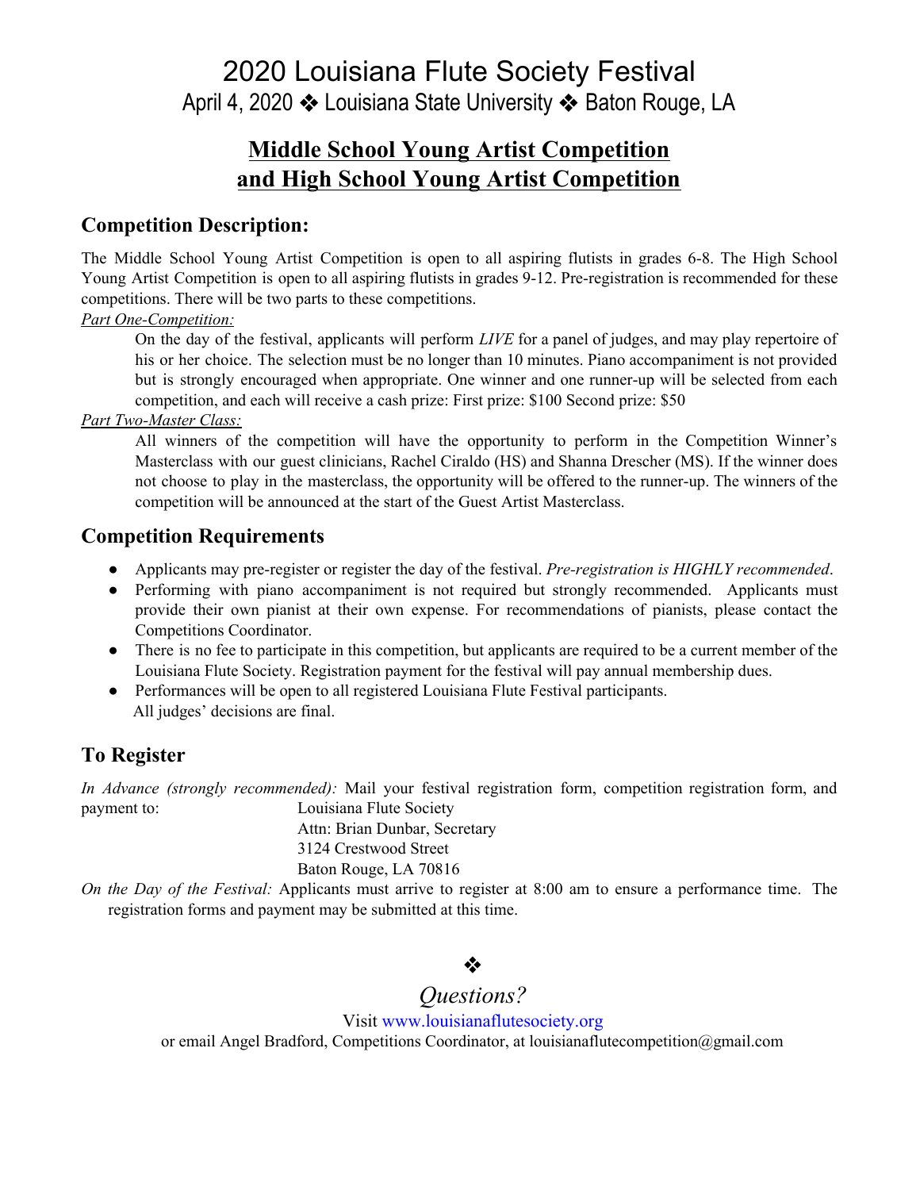# 2020 Louisiana Flute Society Festival

April 4, 2020 ❖ Louisiana State University ❖ Baton Rouge, LA

## **Middle School Young Artist Competition and High School Young Artist Competition**

### Competition Description:

The Middle School Young Artist Competition is open to all aspiring flutists in grades 6-8. The High School Young Artist Competition is open to all aspiring flutists in grades 9-12. Pre-registration is recommended for these competitions. There will be two parts to these competitions.

*Part One-Competition:*

On the day of the festival, applicants will perform *LIVE* for a panel of judges, and may play repertoire of his or her choice. The selection must be no longer than 10 minutes. Piano accompaniment is not provided but is strongly encouraged when appropriate. One winner and one runner-up will be selected from each competition, and each will receive a cash prize: First prize: $100 Second prize: $50

*Part Two-Master Class:*

All winners of the competition will have the opportunity to perform in the Competition Winner's Masterclass with our guest clinicians, Rachel Ciraldo (HS) and Shanna Drescher (MS). If the winner does not choose to play in the masterclass, the opportunity will be offered to the runner-up. The winners of the competition will be announced at the start of the Guest Artist Masterclass.

### Competition Requirements

- Applicants may pre-register or register the day of the festival. *Pre-registration is HIGHLY recommended*.
- Performing with piano accompaniment is not required but strongly recommended. Applicants must provide their own pianist at their own expense. For recommendations of pianists, please contact the Competitions Coordinator.
- There is no fee to participate in this competition, but applicants are required to be a current member of the Louisiana Flute Society. Registration payment for the festival will pay annual membership dues.
- Performances will be open to all registered Louisiana Flute Festival participants.

All judges' decisions are final.

### To Register

*In Advance (strongly recommended):* Mail your festival registration form, competition registration form, and payment to:

Louisiana Flute Society
Attn: Brian Dunbar, Secretary
3124 Crestwood Street
Baton Rouge, LA 70816

*On the Day of the Festival:* Applicants must arrive to register at 8:00 am to ensure a performance time. The registration forms and payment may be submitted at this time.

❖

*Questions?*

Visit www.louisianaflutesociety.org

or email Angel Bradford, Competitions Coordinator, at louisianaflutecompetition@gmail.com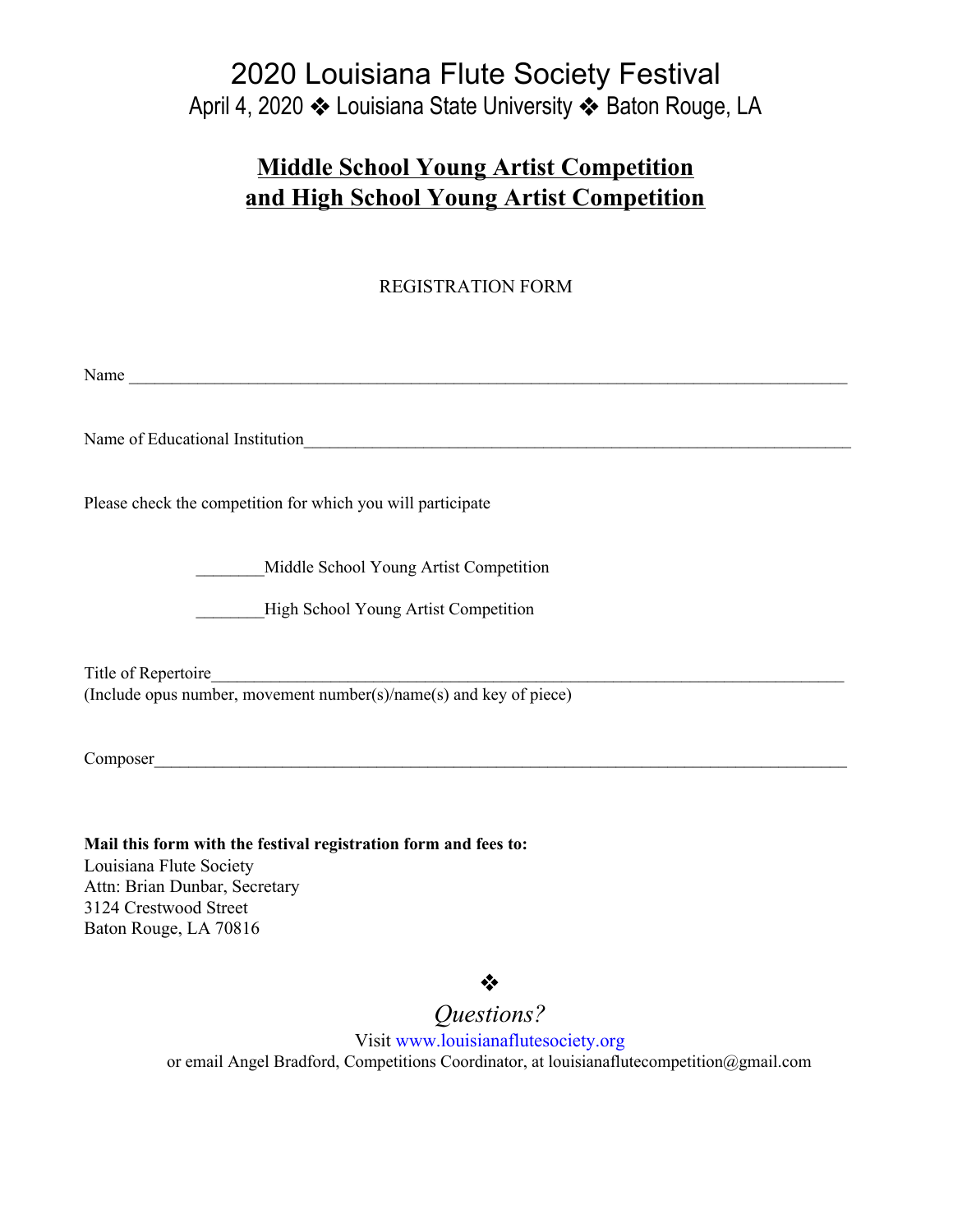# 2020 Louisiana Flute Society Festival

April 4, 2020 ❖ Louisiana State University ❖ Baton Rouge, LA

## Middle School Young Artist Competition and High School Young Artist Competition

REGISTRATION FORM

Name ___________________________________________________________________________

Name of Educational Institution_________________________________________________________

Please check the competition for which you will participate

________Middle School Young Artist Competition

________High School Young Artist Competition

Title of Repertoire_____________________________________________________________________
(Include opus number, movement number(s)/name(s) and key of piece)

Composer____________________________________________________________________________

**Mail this form with the festival registration form and fees to:**
Louisiana Flute Society
Attn: Brian Dunbar, Secretary
3124 Crestwood Street
Baton Rouge, LA 70816

❖

*Questions?*

Visit www.louisianaflutesociety.org
or email Angel Bradford, Competitions Coordinator, at louisianaflutecompetition@gmail.com